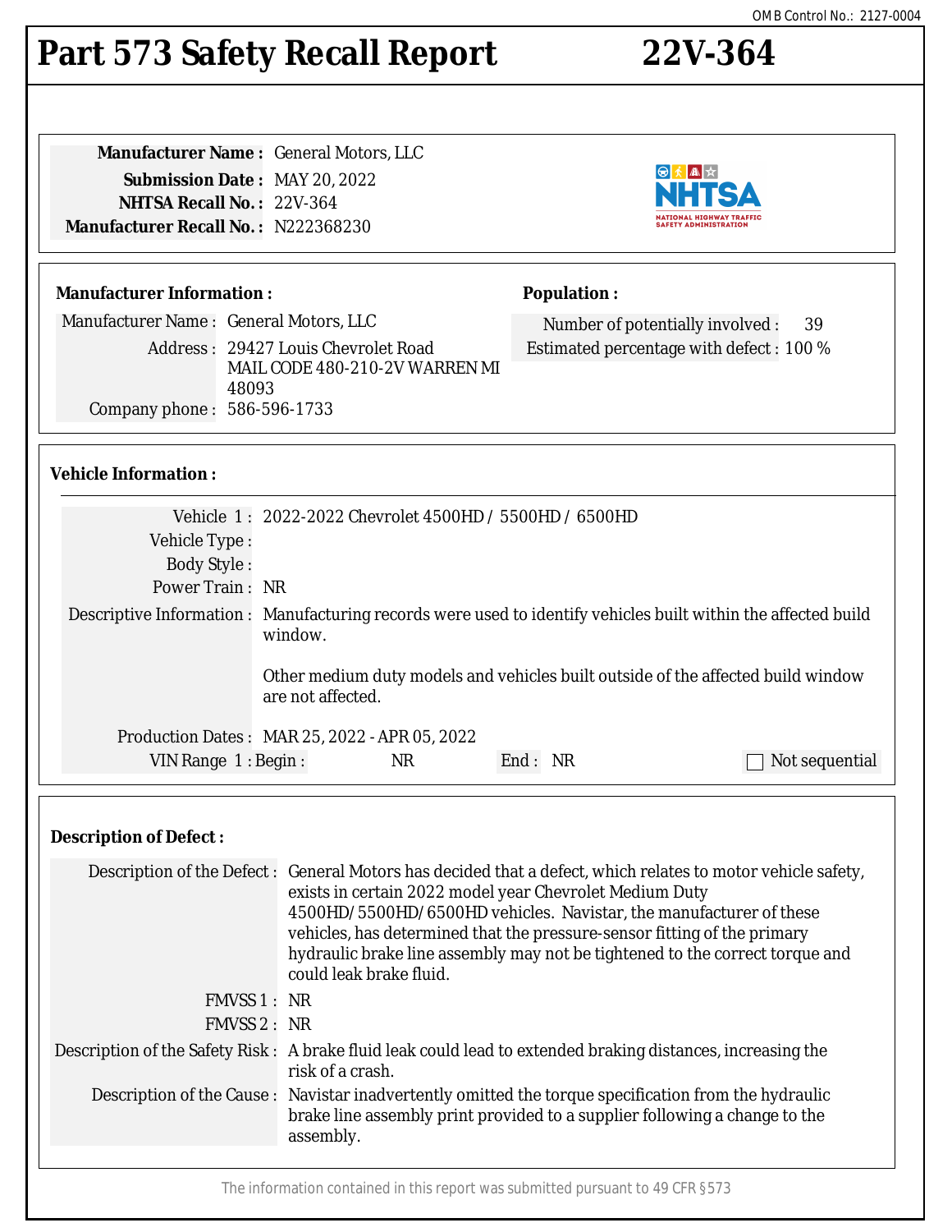OMB Control No.: 2127-0004

# Part 573 Safety Recall Report 22V-364

**Manufacturer Name :** General Motors, LLC
**Submission Date :** MAY 20, 2022
**NHTSA Recall No. :** 22V-364
**Manufacturer Recall No. :** N222368230

NHTSA — NATIONAL HIGHWAY TRAFFIC SAFETY ADMINISTRATION

## Manufacturer Information :

Manufacturer Name : General Motors, LLC
Address : 29427 Louis Chevrolet Road MAIL CODE 480-210-2V WARREN MI 48093
Company phone : 586-596-1733

## Population :

Number of potentially involved : 39
Estimated percentage with defect : 100 %

## Vehicle Information :

Vehicle 1 : 2022-2022 Chevrolet 4500HD / 5500HD / 6500HD
Vehicle Type :
Body Style :
Power Train : NR
Descriptive Information : Manufacturing records were used to identify vehicles built within the affected build window.

Other medium duty models and vehicles built outside of the affected build window are not affected.

Production Dates : MAR 25, 2022 - APR 05, 2022
VIN Range 1 : Begin : NR End : NR ☐ Not sequential

## Description of Defect :

Description of the Defect : General Motors has decided that a defect, which relates to motor vehicle safety, exists in certain 2022 model year Chevrolet Medium Duty 4500HD/5500HD/6500HD vehicles. Navistar, the manufacturer of these vehicles, has determined that the pressure-sensor fitting of the primary hydraulic brake line assembly may not be tightened to the correct torque and could leak brake fluid.

FMVSS 1 : NR
FMVSS 2 : NR

Description of the Safety Risk : A brake fluid leak could lead to extended braking distances, increasing the risk of a crash.

Description of the Cause : Navistar inadvertently omitted the torque specification from the hydraulic brake line assembly print provided to a supplier following a change to the assembly.

The information contained in this report was submitted pursuant to 49 CFR §573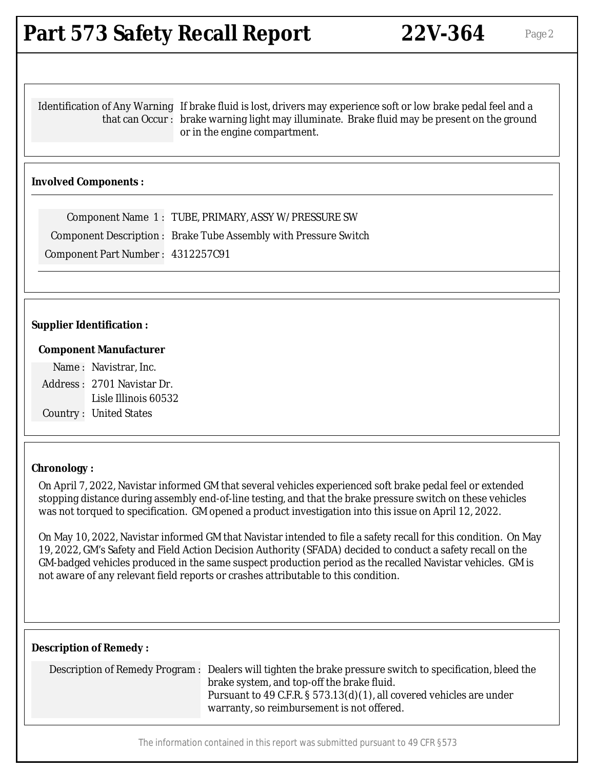**Identification of Any Warning that can Occur :** If brake fluid is lost, drivers may experience soft or low brake pedal feel and a brake warning light may illuminate. Brake fluid may be present on the ground or in the engine compartment.

**Involved Components :**

| | |
|---|---|
| Component Name 1 : | TUBE, PRIMARY, ASSY W/ PRESSURE SW |
| Component Description : | Brake Tube Assembly with Pressure Switch |
| Component Part Number : | 4312257C91 |

**Supplier Identification :**

**Component Manufacturer**

| | |
|---|---|
| Name : | Navistrar, Inc. |
| Address : | 2701 Navistar Dr.<br>Lisle Illinois 60532 |
| Country : | United States |

**Chronology :**

On April 7, 2022, Navistar informed GM that several vehicles experienced soft brake pedal feel or extended stopping distance during assembly end-of-line testing, and that the brake pressure switch on these vehicles was not torqued to specification. GM opened a product investigation into this issue on April 12, 2022.

On May 10, 2022, Navistar informed GM that Navistar intended to file a safety recall for this condition. On May 19, 2022, GM's Safety and Field Action Decision Authority (SFADA) decided to conduct a safety recall on the GM-badged vehicles produced in the same suspect production period as the recalled Navistar vehicles. GM is not aware of any relevant field reports or crashes attributable to this condition.

**Description of Remedy :**

**Description of Remedy Program :** Dealers will tighten the brake pressure switch to specification, bleed the brake system, and top-off the brake fluid.
Pursuant to 49 C.F.R. § 573.13(d)(1), all covered vehicles are under warranty, so reimbursement is not offered.

The information contained in this report was submitted pursuant to 49 CFR §573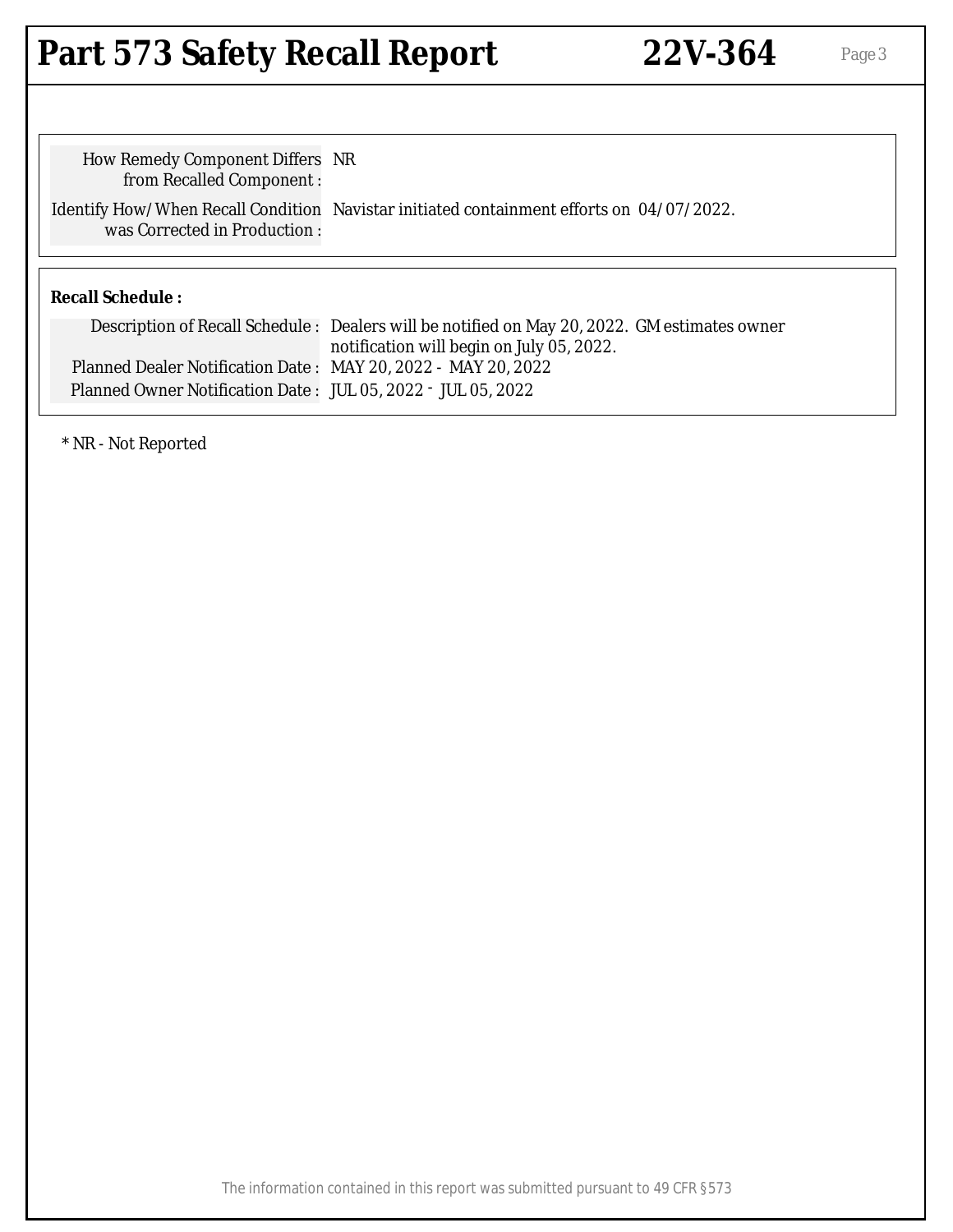| | |
|---|---|
| How Remedy Component Differs from Recalled Component : | NR |
| Identify How/When Recall Condition was Corrected in Production : | Navistar initiated containment efforts on 04/07/2022. |

**Recall Schedule :**

| | |
|---|---|
| Description of Recall Schedule : | Dealers will be notified on May 20, 2022. GM estimates owner notification will begin on July 05, 2022. |
| Planned Dealer Notification Date : | MAY 20, 2022 - MAY 20, 2022 |
| Planned Owner Notification Date : | JUL 05, 2022 - JUL 05, 2022 |

* NR - Not Reported

The information contained in this report was submitted pursuant to 49 CFR §573